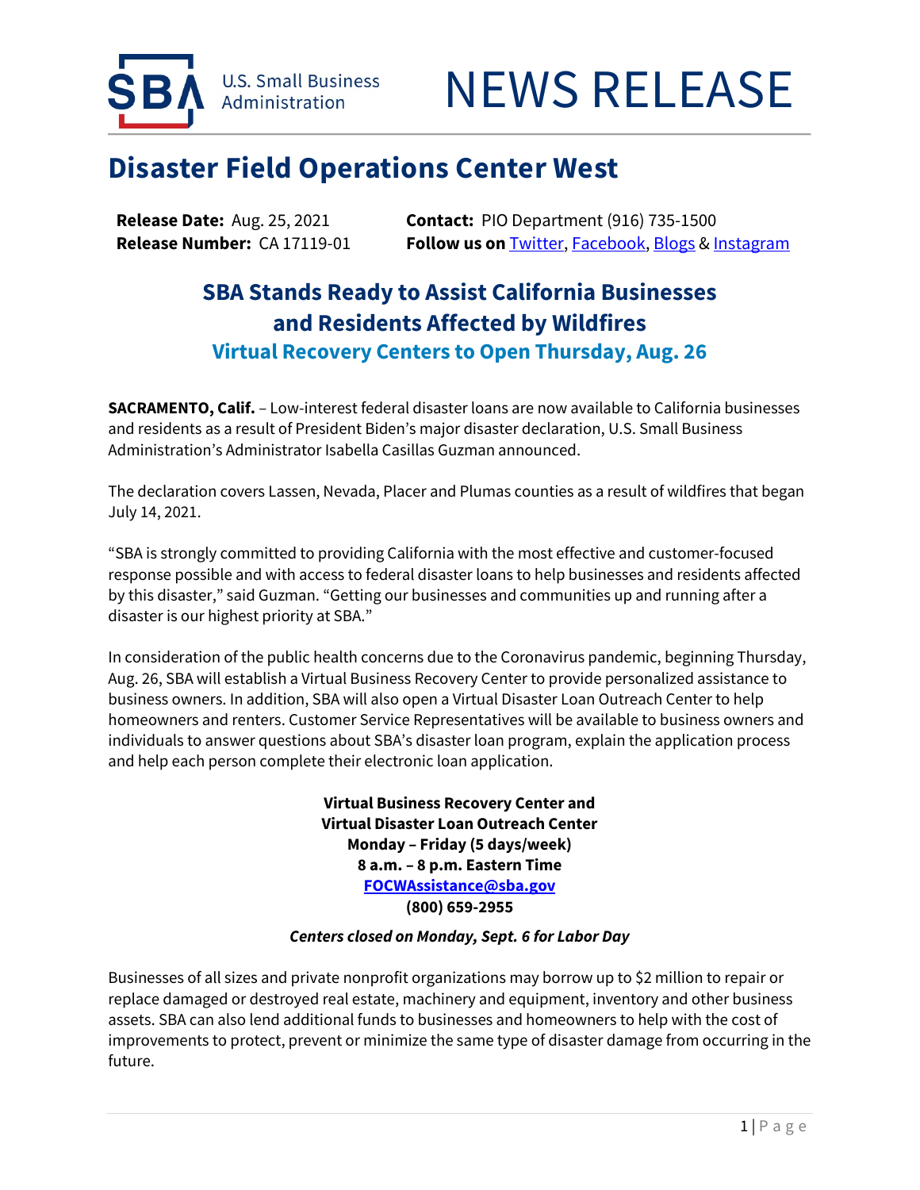U.S. Small Business Administration

# NEWS RELEASE

## Disaster Field Operations Center West

**Release Date:** Aug. 25, 2021
**Release Number:** CA 17119-01

**Contact:** PIO Department (916) 735-1500
**Follow us on** Twitter, Facebook, Blogs & Instagram

### SBA Stands Ready to Assist California Businesses and Residents Affected by Wildfires

### Virtual Recovery Centers to Open Thursday, Aug. 26

**SACRAMENTO, Calif.** – Low-interest federal disaster loans are now available to California businesses and residents as a result of President Biden's major disaster declaration, U.S. Small Business Administration's Administrator Isabella Casillas Guzman announced.

The declaration covers Lassen, Nevada, Placer and Plumas counties as a result of wildfires that began July 14, 2021.

"SBA is strongly committed to providing California with the most effective and customer-focused response possible and with access to federal disaster loans to help businesses and residents affected by this disaster," said Guzman. "Getting our businesses and communities up and running after a disaster is our highest priority at SBA."

In consideration of the public health concerns due to the Coronavirus pandemic, beginning Thursday, Aug. 26, SBA will establish a Virtual Business Recovery Center to provide personalized assistance to business owners. In addition, SBA will also open a Virtual Disaster Loan Outreach Center to help homeowners and renters. Customer Service Representatives will be available to business owners and individuals to answer questions about SBA's disaster loan program, explain the application process and help each person complete their electronic loan application.

**Virtual Business Recovery Center and**
**Virtual Disaster Loan Outreach Center**
**Monday – Friday (5 days/week)**
**8 a.m. – 8 p.m. Eastern Time**
**FOCWAssistance@sba.gov**
**(800) 659-2955**

***Centers closed on Monday, Sept. 6 for Labor Day***

Businesses of all sizes and private nonprofit organizations may borrow up to $2 million to repair or replace damaged or destroyed real estate, machinery and equipment, inventory and other business assets. SBA can also lend additional funds to businesses and homeowners to help with the cost of improvements to protect, prevent or minimize the same type of disaster damage from occurring in the future.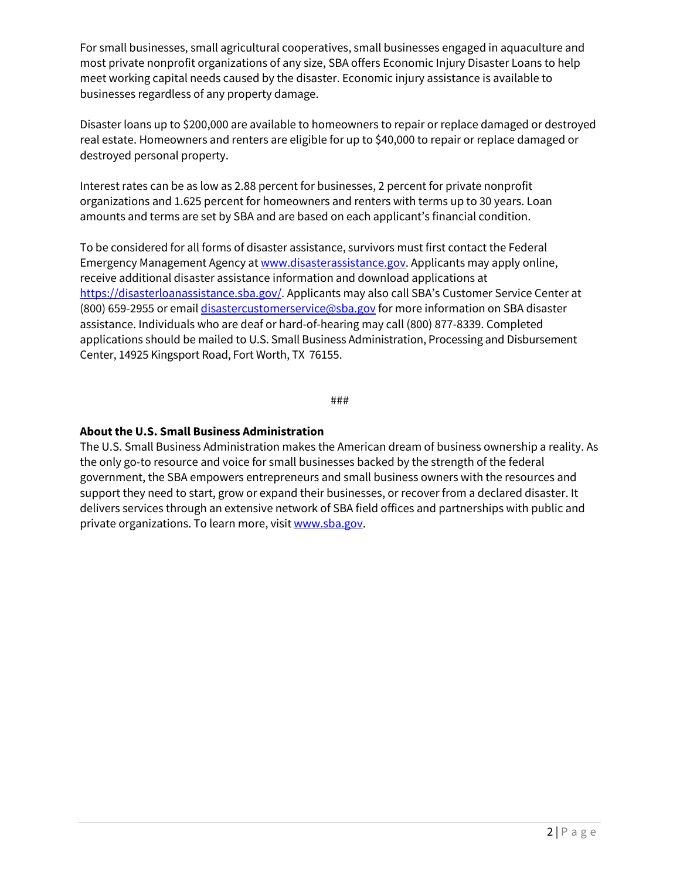For small businesses, small agricultural cooperatives, small businesses engaged in aquaculture and most private nonprofit organizations of any size, SBA offers Economic Injury Disaster Loans to help meet working capital needs caused by the disaster. Economic injury assistance is available to businesses regardless of any property damage.

Disaster loans up to $200,000 are available to homeowners to repair or replace damaged or destroyed real estate. Homeowners and renters are eligible for up to $40,000 to repair or replace damaged or destroyed personal property.

Interest rates can be as low as 2.88 percent for businesses, 2 percent for private nonprofit organizations and 1.625 percent for homeowners and renters with terms up to 30 years. Loan amounts and terms are set by SBA and are based on each applicant's financial condition.

To be considered for all forms of disaster assistance, survivors must first contact the Federal Emergency Management Agency at [www.disasterassistance.gov](www.disasterassistance.gov). Applicants may apply online, receive additional disaster assistance information and download applications at [https://disasterloanassistance.sba.gov/](https://disasterloanassistance.sba.gov/). Applicants may also call SBA's Customer Service Center at (800) 659-2955 or email [disastercustomerservice@sba.gov](mailto:disastercustomerservice@sba.gov) for more information on SBA disaster assistance. Individuals who are deaf or hard-of-hearing may call (800) 877-8339. Completed applications should be mailed to U.S. Small Business Administration, Processing and Disbursement Center, 14925 Kingsport Road, Fort Worth, TX 76155.

###

**About the U.S. Small Business Administration**
The U.S. Small Business Administration makes the American dream of business ownership a reality. As the only go-to resource and voice for small businesses backed by the strength of the federal government, the SBA empowers entrepreneurs and small business owners with the resources and support they need to start, grow or expand their businesses, or recover from a declared disaster. It delivers services through an extensive network of SBA field offices and partnerships with public and private organizations. To learn more, visit [www.sba.gov](www.sba.gov).